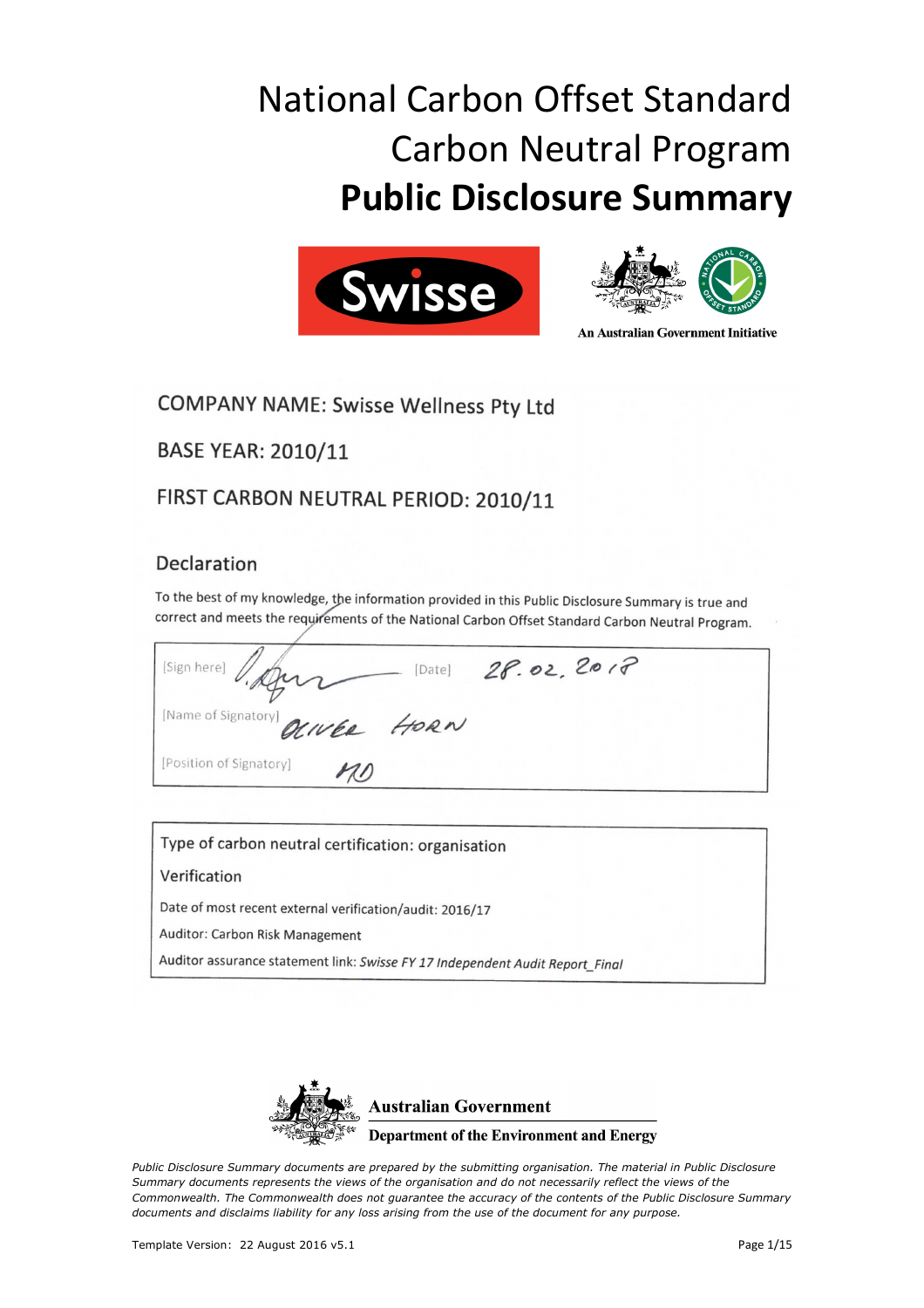# National Carbon Offset Standard Carbon Neutral Program

# Public Disclosure Summary

An Australian Government Initiative

COMPANY NAME: Swisse Wellness Pty Ltd

BASE YEAR: 2010/11

FIRST CARBON NEUTRAL PERIOD: 2010/11

## Declaration

To the best of my knowledge, the information provided in this Public Disclosure Summary is true and correct and meets the requirements of the National Carbon Offset Standard Carbon Neutral Program.

[Sign here] [Date] 28.02.2018

[Name of Signatory] OLIVER HORN

[Position of Signatory] MD

Type of carbon neutral certification: organisation

Verification

Date of most recent external verification/audit: 2016/17

Auditor: Carbon Risk Management

Auditor assurance statement link: *Swisse FY 17 Independent Audit Report_Final*

Australian Government
Department of the Environment and Energy

*Public Disclosure Summary documents are prepared by the submitting organisation. The material in Public Disclosure Summary documents represents the views of the organisation and do not necessarily reflect the views of the Commonwealth. The Commonwealth does not guarantee the accuracy of the contents of the Public Disclosure Summary documents and disclaims liability for any loss arising from the use of the document for any purpose.*

Template Version: 22 August 2016 v5.1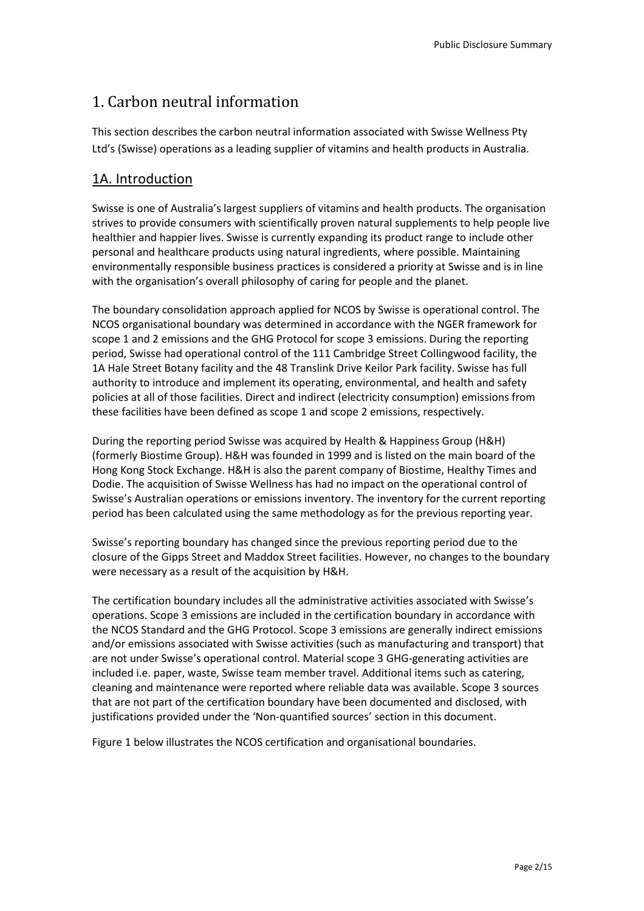# 1. Carbon neutral information

This section describes the carbon neutral information associated with Swisse Wellness Pty Ltd's (Swisse) operations as a leading supplier of vitamins and health products in Australia.

## 1A. Introduction

Swisse is one of Australia's largest suppliers of vitamins and health products. The organisation strives to provide consumers with scientifically proven natural supplements to help people live healthier and happier lives. Swisse is currently expanding its product range to include other personal and healthcare products using natural ingredients, where possible. Maintaining environmentally responsible business practices is considered a priority at Swisse and is in line with the organisation's overall philosophy of caring for people and the planet.

The boundary consolidation approach applied for NCOS by Swisse is operational control. The NCOS organisational boundary was determined in accordance with the NGER framework for scope 1 and 2 emissions and the GHG Protocol for scope 3 emissions. During the reporting period, Swisse had operational control of the 111 Cambridge Street Collingwood facility, the 1A Hale Street Botany facility and the 48 Translink Drive Keilor Park facility. Swisse has full authority to introduce and implement its operating, environmental, and health and safety policies at all of those facilities. Direct and indirect (electricity consumption) emissions from these facilities have been defined as scope 1 and scope 2 emissions, respectively.

During the reporting period Swisse was acquired by Health & Happiness Group (H&H) (formerly Biostime Group). H&H was founded in 1999 and is listed on the main board of the Hong Kong Stock Exchange. H&H is also the parent company of Biostime, Healthy Times and Dodie. The acquisition of Swisse Wellness has had no impact on the operational control of Swisse's Australian operations or emissions inventory. The inventory for the current reporting period has been calculated using the same methodology as for the previous reporting year.

Swisse's reporting boundary has changed since the previous reporting period due to the closure of the Gipps Street and Maddox Street facilities. However, no changes to the boundary were necessary as a result of the acquisition by H&H.

The certification boundary includes all the administrative activities associated with Swisse's operations. Scope 3 emissions are included in the certification boundary in accordance with the NCOS Standard and the GHG Protocol. Scope 3 emissions are generally indirect emissions and/or emissions associated with Swisse activities (such as manufacturing and transport) that are not under Swisse's operational control. Material scope 3 GHG-generating activities are included i.e. paper, waste, Swisse team member travel. Additional items such as catering, cleaning and maintenance were reported where reliable data was available. Scope 3 sources that are not part of the certification boundary have been documented and disclosed, with justifications provided under the 'Non-quantified sources' section in this document.

Figure 1 below illustrates the NCOS certification and organisational boundaries.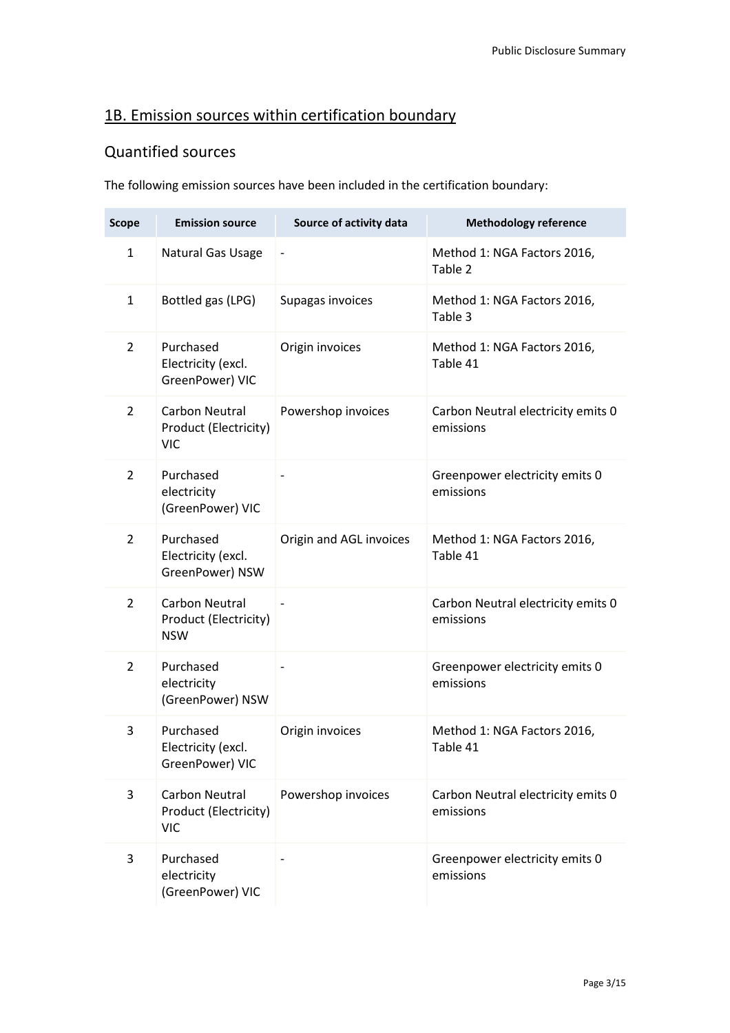## 1B. Emission sources within certification boundary

### Quantified sources

The following emission sources have been included in the certification boundary:

| Scope | Emission source | Source of activity data | Methodology reference |
|---|---|---|---|
| 1 | Natural Gas Usage | - | Method 1: NGA Factors 2016, Table 2 |
| 1 | Bottled gas (LPG) | Supagas invoices | Method 1: NGA Factors 2016, Table 3 |
| 2 | Purchased Electricity (excl. GreenPower) VIC | Origin invoices | Method 1: NGA Factors 2016, Table 41 |
| 2 | Carbon Neutral Product (Electricity) VIC | Powershop invoices | Carbon Neutral electricity emits 0 emissions |
| 2 | Purchased electricity (GreenPower) VIC | - | Greenpower electricity emits 0 emissions |
| 2 | Purchased Electricity (excl. GreenPower) NSW | Origin and AGL invoices | Method 1: NGA Factors 2016, Table 41 |
| 2 | Carbon Neutral Product (Electricity) NSW | - | Carbon Neutral electricity emits 0 emissions |
| 2 | Purchased electricity (GreenPower) NSW | - | Greenpower electricity emits 0 emissions |
| 3 | Purchased Electricity (excl. GreenPower) VIC | Origin invoices | Method 1: NGA Factors 2016, Table 41 |
| 3 | Carbon Neutral Product (Electricity) VIC | Powershop invoices | Carbon Neutral electricity emits 0 emissions |
| 3 | Purchased electricity (GreenPower) VIC | - | Greenpower electricity emits 0 emissions |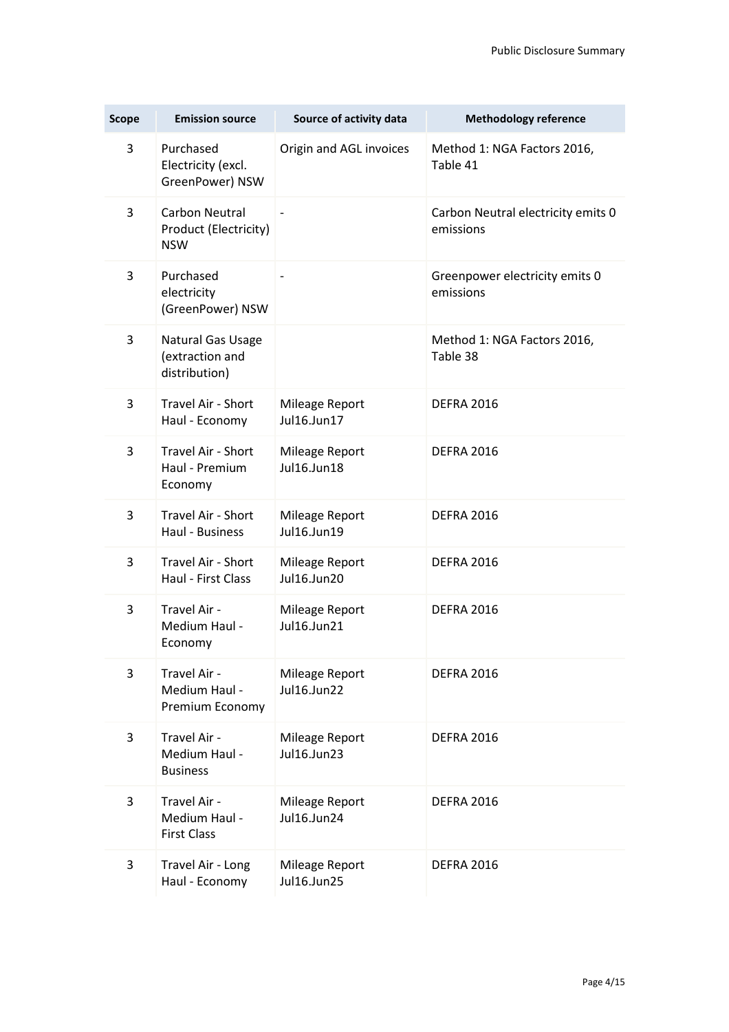| Scope | Emission source | Source of activity data | Methodology reference |
|---|---|---|---|
| 3 | Purchased Electricity (excl. GreenPower) NSW | Origin and AGL invoices | Method 1: NGA Factors 2016, Table 41 |
| 3 | Carbon Neutral Product (Electricity) NSW | - | Carbon Neutral electricity emits 0 emissions |
| 3 | Purchased electricity (GreenPower) NSW | - | Greenpower electricity emits 0 emissions |
| 3 | Natural Gas Usage (extraction and distribution) | | Method 1: NGA Factors 2016, Table 38 |
| 3 | Travel Air - Short Haul - Economy | Mileage Report Jul16.Jun17 | DEFRA 2016 |
| 3 | Travel Air - Short Haul - Premium Economy | Mileage Report Jul16.Jun18 | DEFRA 2016 |
| 3 | Travel Air - Short Haul - Business | Mileage Report Jul16.Jun19 | DEFRA 2016 |
| 3 | Travel Air - Short Haul - First Class | Mileage Report Jul16.Jun20 | DEFRA 2016 |
| 3 | Travel Air - Medium Haul - Economy | Mileage Report Jul16.Jun21 | DEFRA 2016 |
| 3 | Travel Air - Medium Haul - Premium Economy | Mileage Report Jul16.Jun22 | DEFRA 2016 |
| 3 | Travel Air - Medium Haul - Business | Mileage Report Jul16.Jun23 | DEFRA 2016 |
| 3 | Travel Air - Medium Haul - First Class | Mileage Report Jul16.Jun24 | DEFRA 2016 |
| 3 | Travel Air - Long Haul - Economy | Mileage Report Jul16.Jun25 | DEFRA 2016 |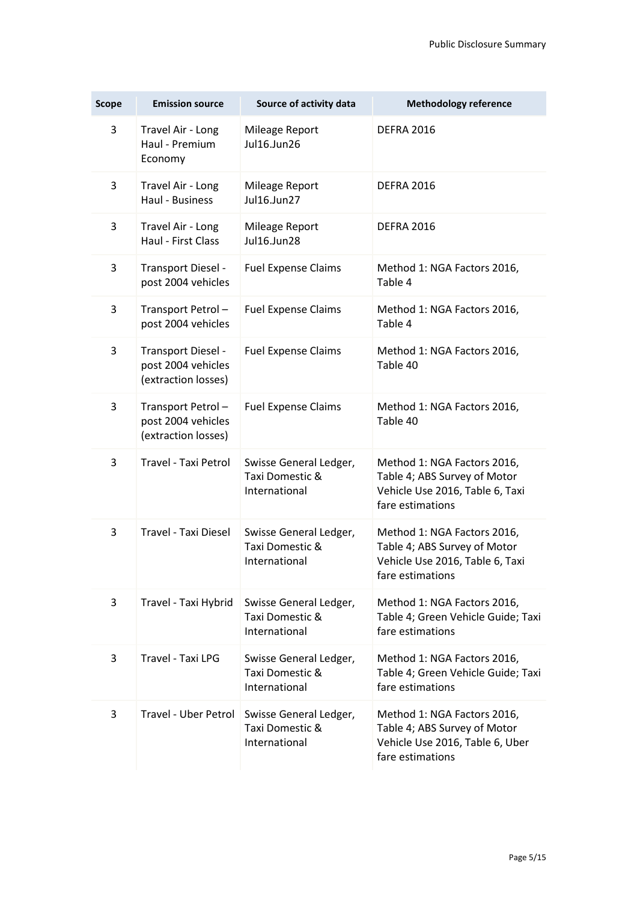| Scope | Emission source | Source of activity data | Methodology reference |
|---|---|---|---|
| 3 | Travel Air - Long Haul - Premium Economy | Mileage Report Jul16.Jun26 | DEFRA 2016 |
| 3 | Travel Air - Long Haul - Business | Mileage Report Jul16.Jun27 | DEFRA 2016 |
| 3 | Travel Air - Long Haul - First Class | Mileage Report Jul16.Jun28 | DEFRA 2016 |
| 3 | Transport Diesel - post 2004 vehicles | Fuel Expense Claims | Method 1: NGA Factors 2016, Table 4 |
| 3 | Transport Petrol – post 2004 vehicles | Fuel Expense Claims | Method 1: NGA Factors 2016, Table 4 |
| 3 | Transport Diesel - post 2004 vehicles (extraction losses) | Fuel Expense Claims | Method 1: NGA Factors 2016, Table 40 |
| 3 | Transport Petrol – post 2004 vehicles (extraction losses) | Fuel Expense Claims | Method 1: NGA Factors 2016, Table 40 |
| 3 | Travel - Taxi Petrol | Swisse General Ledger, Taxi Domestic & International | Method 1: NGA Factors 2016, Table 4; ABS Survey of Motor Vehicle Use 2016, Table 6, Taxi fare estimations |
| 3 | Travel - Taxi Diesel | Swisse General Ledger, Taxi Domestic & International | Method 1: NGA Factors 2016, Table 4; ABS Survey of Motor Vehicle Use 2016, Table 6, Taxi fare estimations |
| 3 | Travel - Taxi Hybrid | Swisse General Ledger, Taxi Domestic & International | Method 1: NGA Factors 2016, Table 4; Green Vehicle Guide; Taxi fare estimations |
| 3 | Travel - Taxi LPG | Swisse General Ledger, Taxi Domestic & International | Method 1: NGA Factors 2016, Table 4; Green Vehicle Guide; Taxi fare estimations |
| 3 | Travel - Uber Petrol | Swisse General Ledger, Taxi Domestic & International | Method 1: NGA Factors 2016, Table 4; ABS Survey of Motor Vehicle Use 2016, Table 6, Uber fare estimations |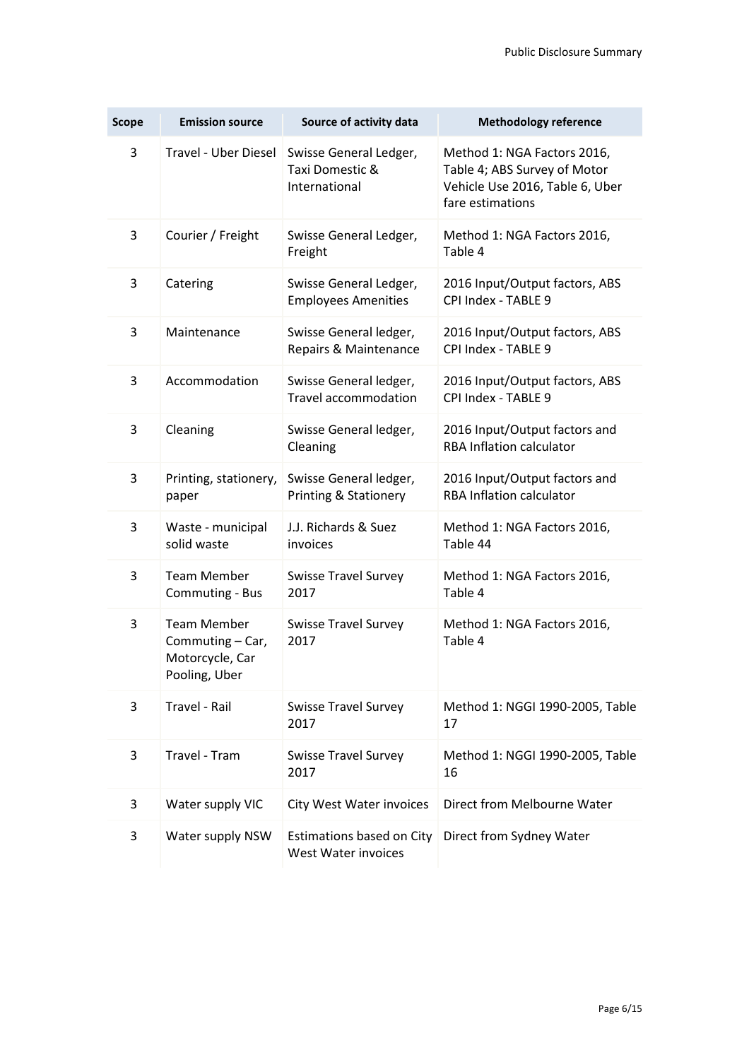| Scope | Emission source | Source of activity data | Methodology reference |
|---|---|---|---|
| 3 | Travel - Uber Diesel | Swisse General Ledger, Taxi Domestic & International | Method 1: NGA Factors 2016, Table 4; ABS Survey of Motor Vehicle Use 2016, Table 6, Uber fare estimations |
| 3 | Courier / Freight | Swisse General Ledger, Freight | Method 1: NGA Factors 2016, Table 4 |
| 3 | Catering | Swisse General Ledger, Employees Amenities | 2016 Input/Output factors, ABS CPI Index - TABLE 9 |
| 3 | Maintenance | Swisse General ledger, Repairs & Maintenance | 2016 Input/Output factors, ABS CPI Index - TABLE 9 |
| 3 | Accommodation | Swisse General ledger, Travel accommodation | 2016 Input/Output factors, ABS CPI Index - TABLE 9 |
| 3 | Cleaning | Swisse General ledger, Cleaning | 2016 Input/Output factors and RBA Inflation calculator |
| 3 | Printing, stationery, paper | Swisse General ledger, Printing & Stationery | 2016 Input/Output factors and RBA Inflation calculator |
| 3 | Waste - municipal solid waste | J.J. Richards & Suez invoices | Method 1: NGA Factors 2016, Table 44 |
| 3 | Team Member Commuting - Bus | Swisse Travel Survey 2017 | Method 1: NGA Factors 2016, Table 4 |
| 3 | Team Member Commuting – Car, Motorcycle, Car Pooling, Uber | Swisse Travel Survey 2017 | Method 1: NGA Factors 2016, Table 4 |
| 3 | Travel - Rail | Swisse Travel Survey 2017 | Method 1: NGGI 1990-2005, Table 17 |
| 3 | Travel - Tram | Swisse Travel Survey 2017 | Method 1: NGGI 1990-2005, Table 16 |
| 3 | Water supply VIC | City West Water invoices | Direct from Melbourne Water |
| 3 | Water supply NSW | Estimations based on City West Water invoices | Direct from Sydney Water |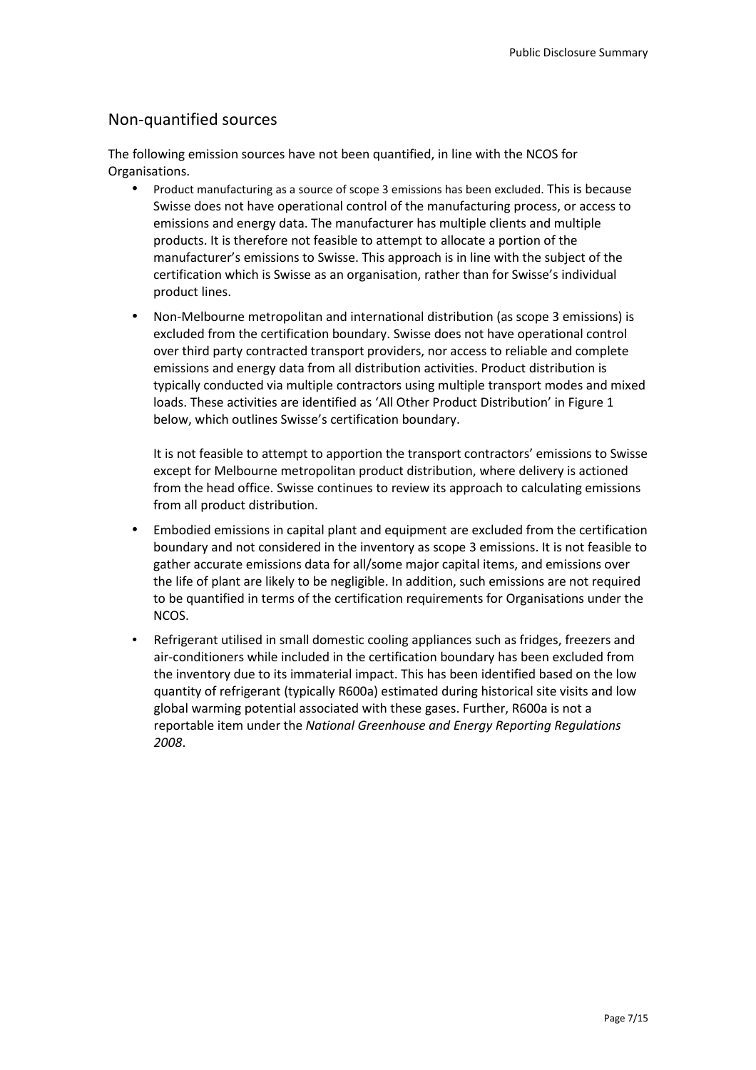## Non-quantified sources

The following emission sources have not been quantified, in line with the NCOS for Organisations.

- Product manufacturing as a source of scope 3 emissions has been excluded. This is because Swisse does not have operational control of the manufacturing process, or access to emissions and energy data. The manufacturer has multiple clients and multiple products. It is therefore not feasible to attempt to allocate a portion of the manufacturer's emissions to Swisse. This approach is in line with the subject of the certification which is Swisse as an organisation, rather than for Swisse's individual product lines.
- Non-Melbourne metropolitan and international distribution (as scope 3 emissions) is excluded from the certification boundary. Swisse does not have operational control over third party contracted transport providers, nor access to reliable and complete emissions and energy data from all distribution activities. Product distribution is typically conducted via multiple contractors using multiple transport modes and mixed loads. These activities are identified as 'All Other Product Distribution' in Figure 1 below, which outlines Swisse's certification boundary.

  It is not feasible to attempt to apportion the transport contractors' emissions to Swisse except for Melbourne metropolitan product distribution, where delivery is actioned from the head office. Swisse continues to review its approach to calculating emissions from all product distribution.
- Embodied emissions in capital plant and equipment are excluded from the certification boundary and not considered in the inventory as scope 3 emissions. It is not feasible to gather accurate emissions data for all/some major capital items, and emissions over the life of plant are likely to be negligible. In addition, such emissions are not required to be quantified in terms of the certification requirements for Organisations under the NCOS.
- Refrigerant utilised in small domestic cooling appliances such as fridges, freezers and air-conditioners while included in the certification boundary has been excluded from the inventory due to its immaterial impact. This has been identified based on the low quantity of refrigerant (typically R600a) estimated during historical site visits and low global warming potential associated with these gases. Further, R600a is not a reportable item under the *National Greenhouse and Energy Reporting Regulations 2008*.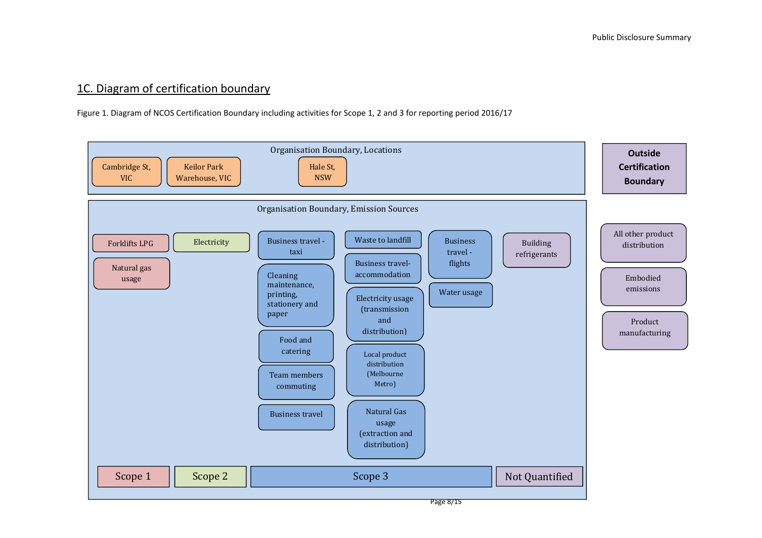## 1C. Diagram of certification boundary

Figure 1. Diagram of NCOS Certification Boundary including activities for Scope 1, 2 and 3 for reporting period 2016/17

**Organisation Boundary, Locations**

- Cambridge St, VIC
- Keilor Park Warehouse, VIC
- Hale St, NSW

**Organisation Boundary, Emission Sources**

| Scope 1 | Scope 2 | Scope 3 | Not Quantified |
|---|---|---|---|
| Forklifts LPG | Electricity | Business travel - taxi | Building refrigerants |
| Natural gas usage | | Cleaning maintenance, printing, stationery and paper | |
| | | Food and catering | |
| | | Team members commuting | |
| | | Business travel | |
| | | Waste to landfill | |
| | | Business travel-accommodation | |
| | | Electricity usage (transmission and distribution) | |
| | | Local product distribution (Melbourne Metro) | |
| | | Natural Gas usage (extraction and distribution) | |
| | | Business travel - flights | |
| | | Water usage | |

**Outside Certification Boundary**

- All other product distribution
- Embodied emissions
- Product manufacturing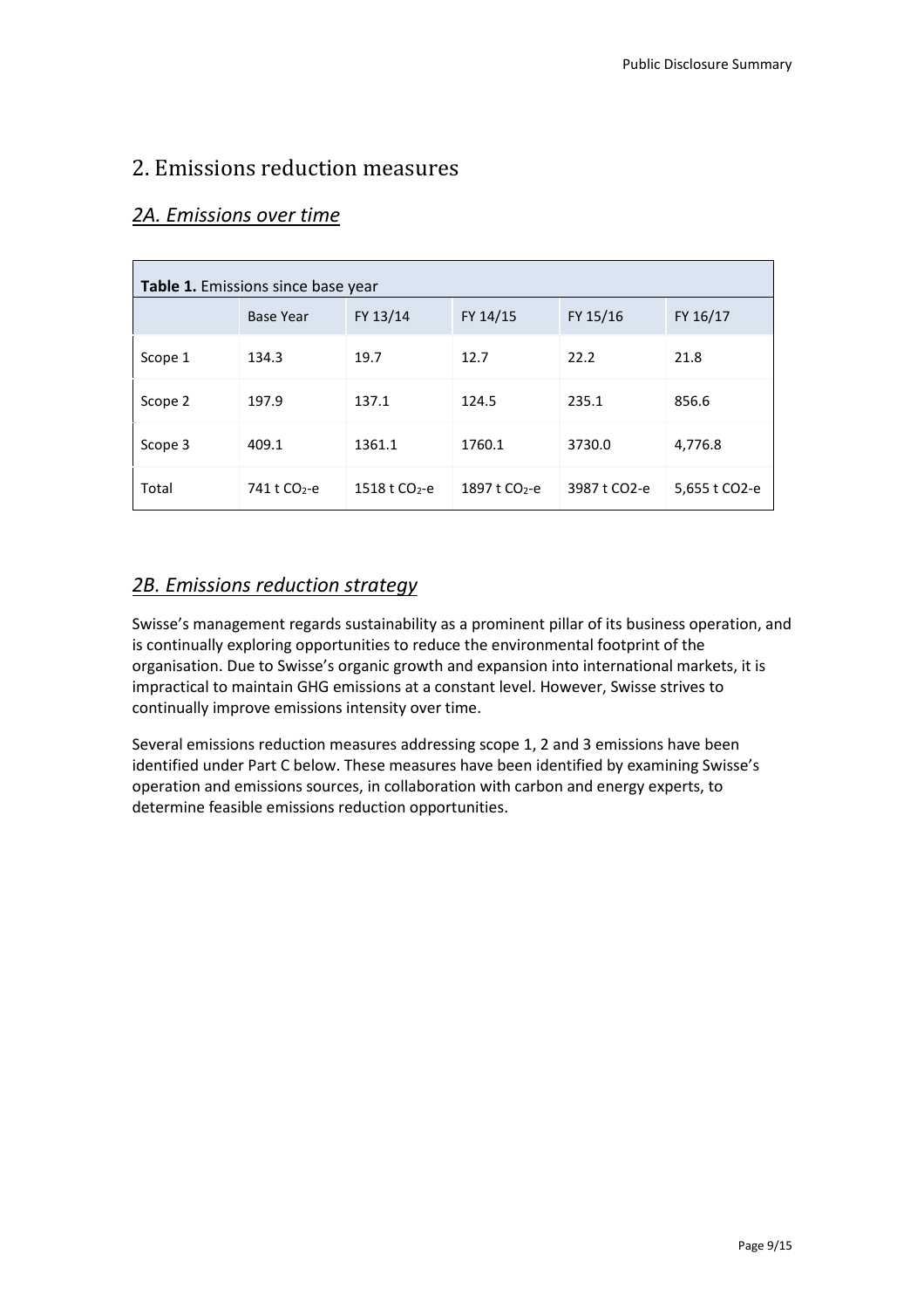# 2. Emissions reduction measures

## *2A. Emissions over time*

| **Table 1.** Emissions since base year | | | | | |
|---|---|---|---|---|---|
| | Base Year | FY 13/14 | FY 14/15 | FY 15/16 | FY 16/17 |
| Scope 1 | 134.3 | 19.7 | 12.7 | 22.2 | 21.8 |
| Scope 2 | 197.9 | 137.1 | 124.5 | 235.1 | 856.6 |
| Scope 3 | 409.1 | 1361.1 | 1760.1 | 3730.0 | 4,776.8 |
| Total | 741 t $CO_2$-e | 1518 t $CO_2$-e | 1897 t $CO_2$-e | 3987 t CO2-e | 5,655 t CO2-e |

## *2B. Emissions reduction strategy*

Swisse's management regards sustainability as a prominent pillar of its business operation, and is continually exploring opportunities to reduce the environmental footprint of the organisation. Due to Swisse's organic growth and expansion into international markets, it is impractical to maintain GHG emissions at a constant level. However, Swisse strives to continually improve emissions intensity over time.

Several emissions reduction measures addressing scope 1, 2 and 3 emissions have been identified under Part C below. These measures have been identified by examining Swisse's operation and emissions sources, in collaboration with carbon and energy experts, to determine feasible emissions reduction opportunities.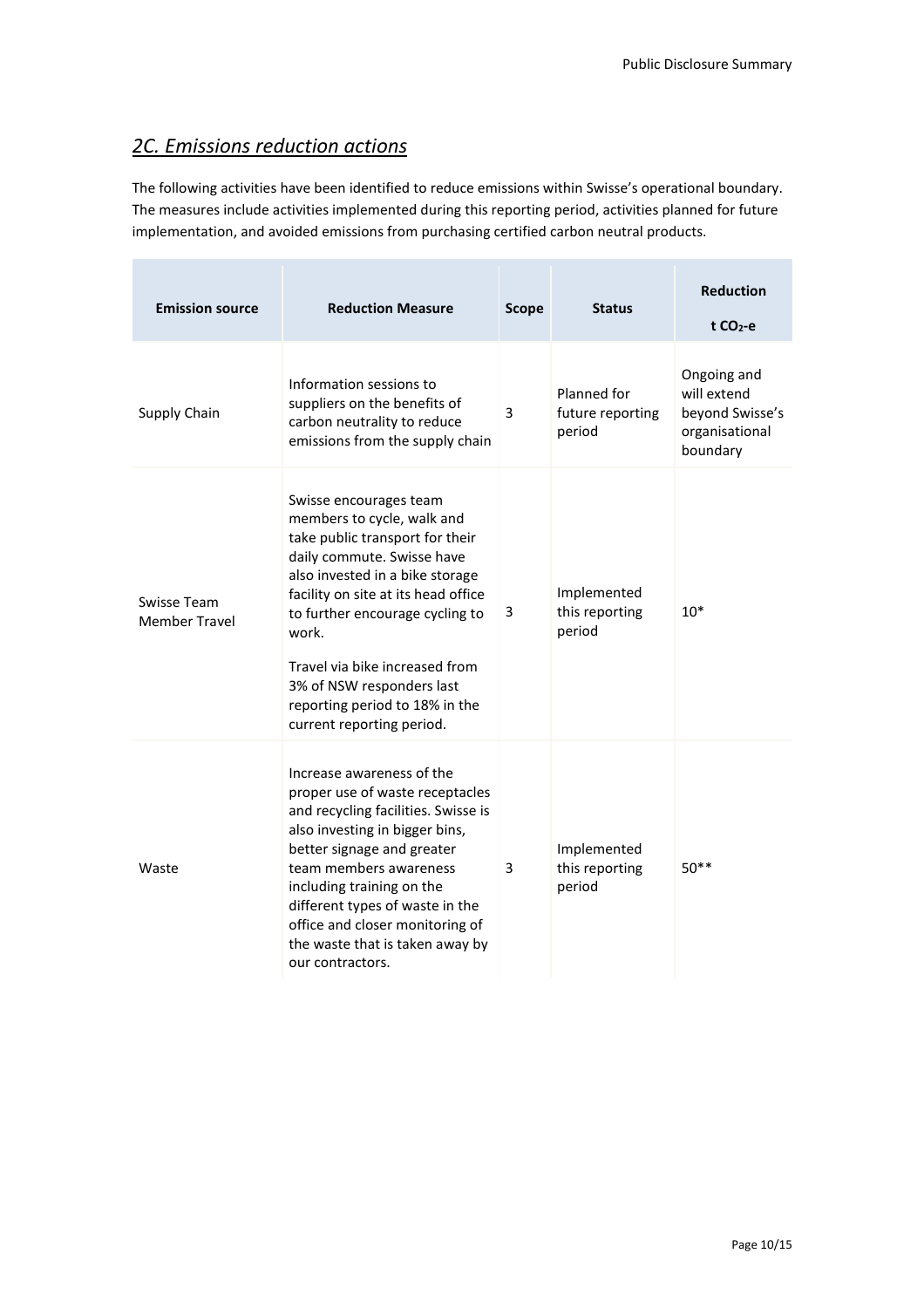## *2C. Emissions reduction actions*

The following activities have been identified to reduce emissions within Swisse's operational boundary. The measures include activities implemented during this reporting period, activities planned for future implementation, and avoided emissions from purchasing certified carbon neutral products.

| Emission source | Reduction Measure | Scope | Status | Reduction t $CO_2$-e |
|---|---|---|---|---|
| Supply Chain | Information sessions to suppliers on the benefits of carbon neutrality to reduce emissions from the supply chain | 3 | Planned for future reporting period | Ongoing and will extend beyond Swisse's organisational boundary |
| Swisse Team Member Travel | Swisse encourages team members to cycle, walk and take public transport for their daily commute. Swisse have also invested in a bike storage facility on site at its head office to further encourage cycling to work.<br><br>Travel via bike increased from 3% of NSW responders last reporting period to 18% in the current reporting period. | 3 | Implemented this reporting period | 10* |
| Waste | Increase awareness of the proper use of waste receptacles and recycling facilities. Swisse is also investing in bigger bins, better signage and greater team members awareness including training on the different types of waste in the office and closer monitoring of the waste that is taken away by our contractors. | 3 | Implemented this reporting period | 50** |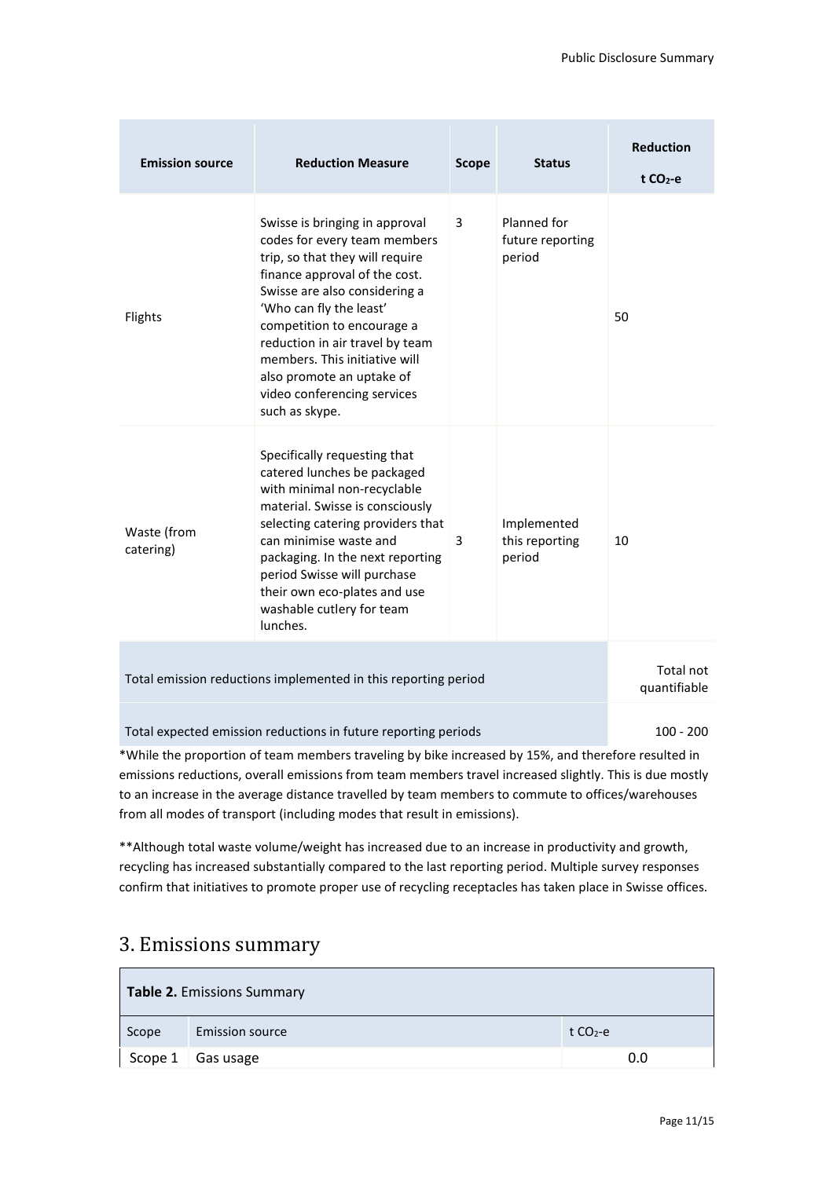| Emission source | Reduction Measure | Scope | Status | Reduction $t\ CO_2$-e |
|---|---|---|---|---|
| Flights | Swisse is bringing in approval codes for every team members trip, so that they will require finance approval of the cost. Swisse are also considering a 'Who can fly the least' competition to encourage a reduction in air travel by team members. This initiative will also promote an uptake of video conferencing services such as skype. | 3 | Planned for future reporting period | 50 |
| Waste (from catering) | Specifically requesting that catered lunches be packaged with minimal non-recyclable material. Swisse is consciously selecting catering providers that can minimise waste and packaging. In the next reporting period Swisse will purchase their own eco-plates and use washable cutlery for team lunches. | 3 | Implemented this reporting period | 10 |
| Total emission reductions implemented in this reporting period | | | | Total not quantifiable |
| Total expected emission reductions in future reporting periods | | | | 100 - 200 |

*While the proportion of team members traveling by bike increased by 15%, and therefore resulted in emissions reductions, overall emissions from team members travel increased slightly. This is due mostly to an increase in the average distance travelled by team members to commute to offices/warehouses from all modes of transport (including modes that result in emissions).

**Although total waste volume/weight has increased due to an increase in productivity and growth, recycling has increased substantially compared to the last reporting period. Multiple survey responses confirm that initiatives to promote proper use of recycling receptacles has taken place in Swisse offices.

# 3. Emissions summary

| **Table 2.** Emissions Summary | | |
|---|---|---|
| Scope | Emission source | $t\ CO_2$-e |
| Scope 1 | Gas usage | 0.0 |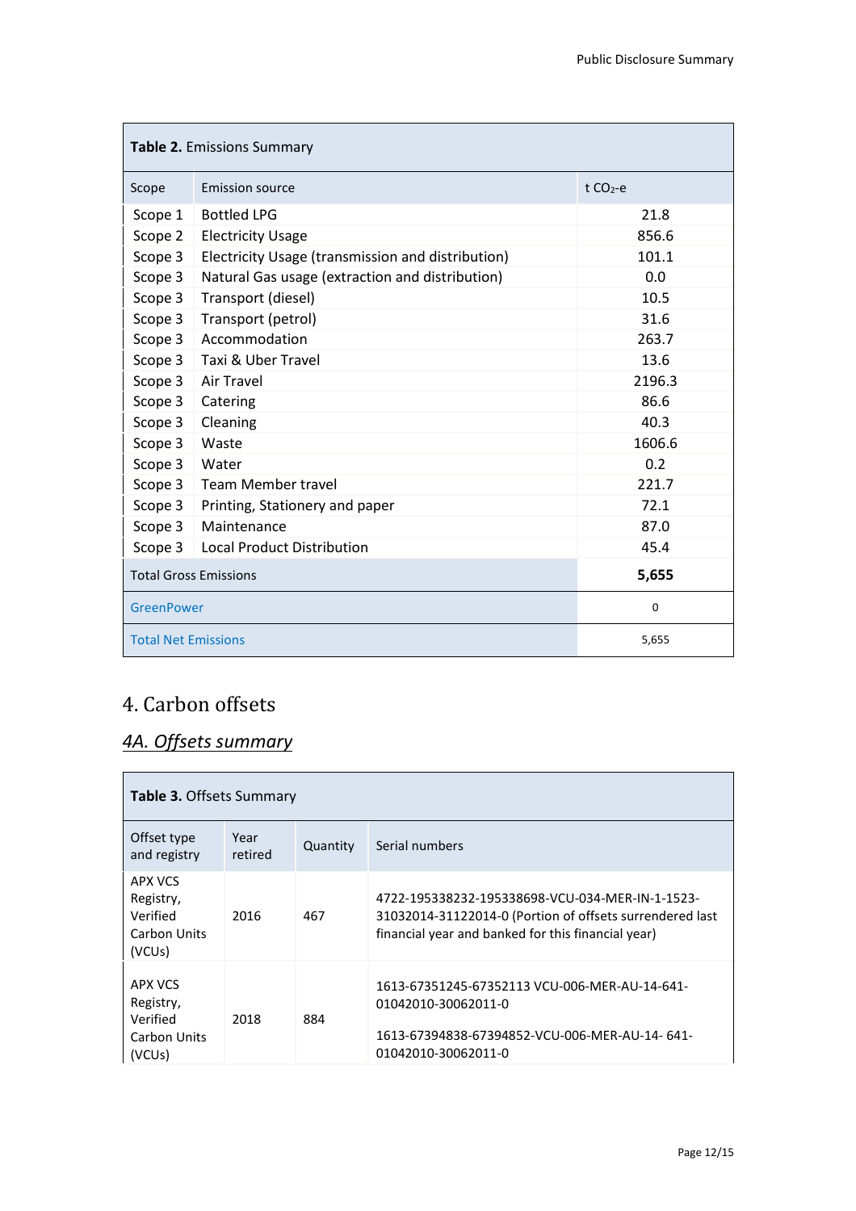| **Table 2.** Emissions Summary | | |
|---|---|---|
| Scope | Emission source | t $CO_2$-e |
| Scope 1 | Bottled LPG | 21.8 |
| Scope 2 | Electricity Usage | 856.6 |
| Scope 3 | Electricity Usage (transmission and distribution) | 101.1 |
| Scope 3 | Natural Gas usage (extraction and distribution) | 0.0 |
| Scope 3 | Transport (diesel) | 10.5 |
| Scope 3 | Transport (petrol) | 31.6 |
| Scope 3 | Accommodation | 263.7 |
| Scope 3 | Taxi & Uber Travel | 13.6 |
| Scope 3 | Air Travel | 2196.3 |
| Scope 3 | Catering | 86.6 |
| Scope 3 | Cleaning | 40.3 |
| Scope 3 | Waste | 1606.6 |
| Scope 3 | Water | 0.2 |
| Scope 3 | Team Member travel | 221.7 |
| Scope 3 | Printing, Stationery and paper | 72.1 |
| Scope 3 | Maintenance | 87.0 |
| Scope 3 | Local Product Distribution | 45.4 |
| Total Gross Emissions | | **5,655** |
| GreenPower | | 0 |
| Total Net Emissions | | 5,655 |

# 4. Carbon offsets

## *4A. Offsets summary*

| **Table 3.** Offsets Summary | | | |
|---|---|---|---|
| Offset type and registry | Year retired | Quantity | Serial numbers |
| APX VCS Registry, Verified Carbon Units (VCUs) | 2016 | 467 | 4722-195338232-195338698-VCU-034-MER-IN-1-1523-31032014-31122014-0 (Portion of offsets surrendered last financial year and banked for this financial year) |
| APX VCS Registry, Verified Carbon Units (VCUs) | 2018 | 884 | 1613-67351245-67352113 VCU-006-MER-AU-14-641-01042010-30062011-0<br><br>1613-67394838-67394852-VCU-006-MER-AU-14- 641-01042010-30062011-0 |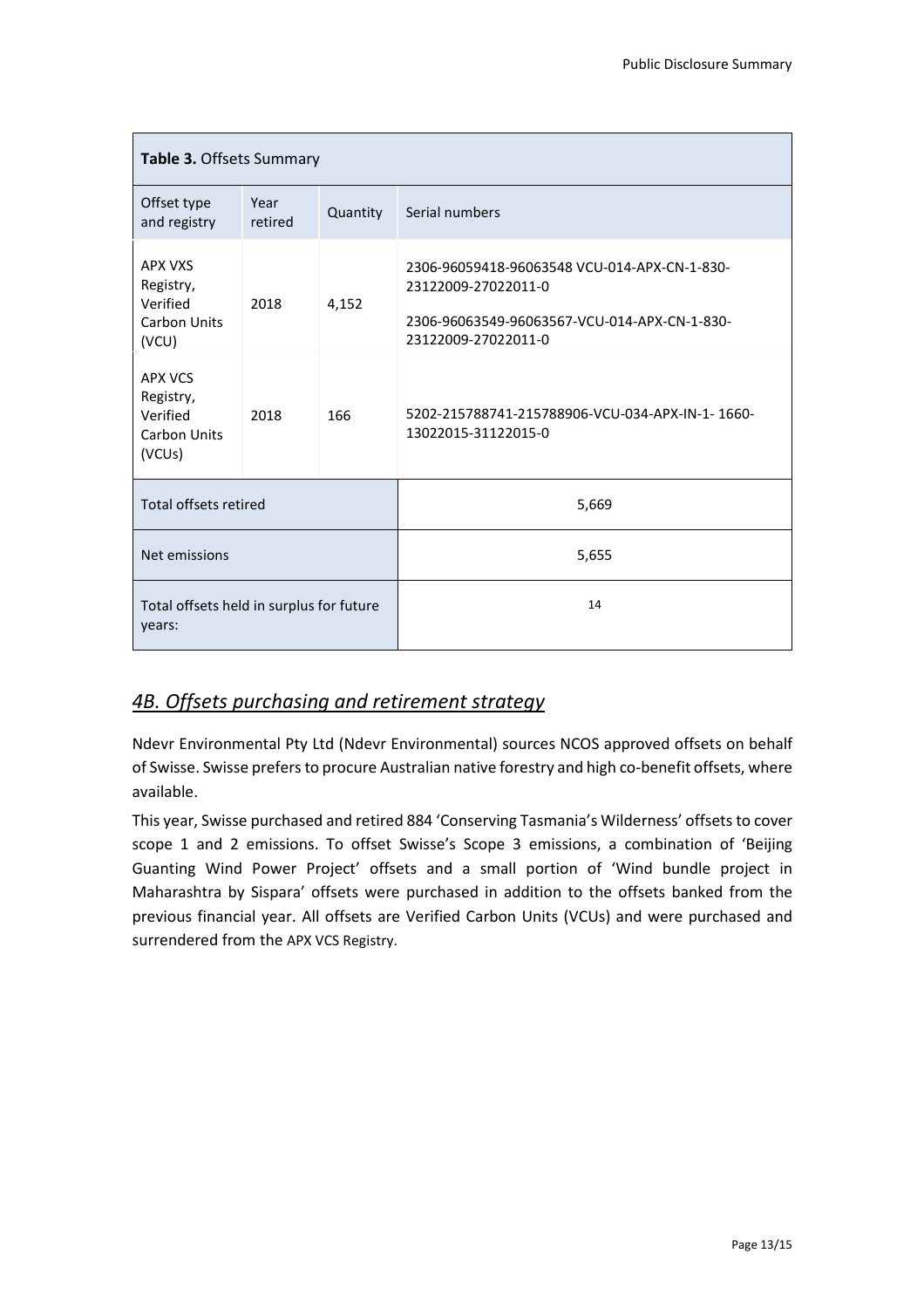| **Table 3.** Offsets Summary | | | |
|---|---|---|---|
| Offset type and registry | Year retired | Quantity | Serial numbers |
| APX VXS Registry, Verified Carbon Units (VCU) | 2018 | 4,152 | 2306-96059418-96063548 VCU-014-APX-CN-1-830-23122009-27022011-0<br><br>2306-96063549-96063567-VCU-014-APX-CN-1-830-23122009-27022011-0 |
| APX VCS Registry, Verified Carbon Units (VCUs) | 2018 | 166 | 5202-215788741-215788906-VCU-034-APX-IN-1- 1660-13022015-31122015-0 |
| Total offsets retired | | | 5,669 |
| Net emissions | | | 5,655 |
| Total offsets held in surplus for future years: | | | 14 |

## *4B. Offsets purchasing and retirement strategy*

Ndevr Environmental Pty Ltd (Ndevr Environmental) sources NCOS approved offsets on behalf of Swisse. Swisse prefers to procure Australian native forestry and high co-benefit offsets, where available.

This year, Swisse purchased and retired 884 'Conserving Tasmania's Wilderness' offsets to cover scope 1 and 2 emissions. To offset Swisse's Scope 3 emissions, a combination of 'Beijing Guanting Wind Power Project' offsets and a small portion of 'Wind bundle project in Maharashtra by Sispara' offsets were purchased in addition to the offsets banked from the previous financial year. All offsets are Verified Carbon Units (VCUs) and were purchased and surrendered from the APX VCS Registry.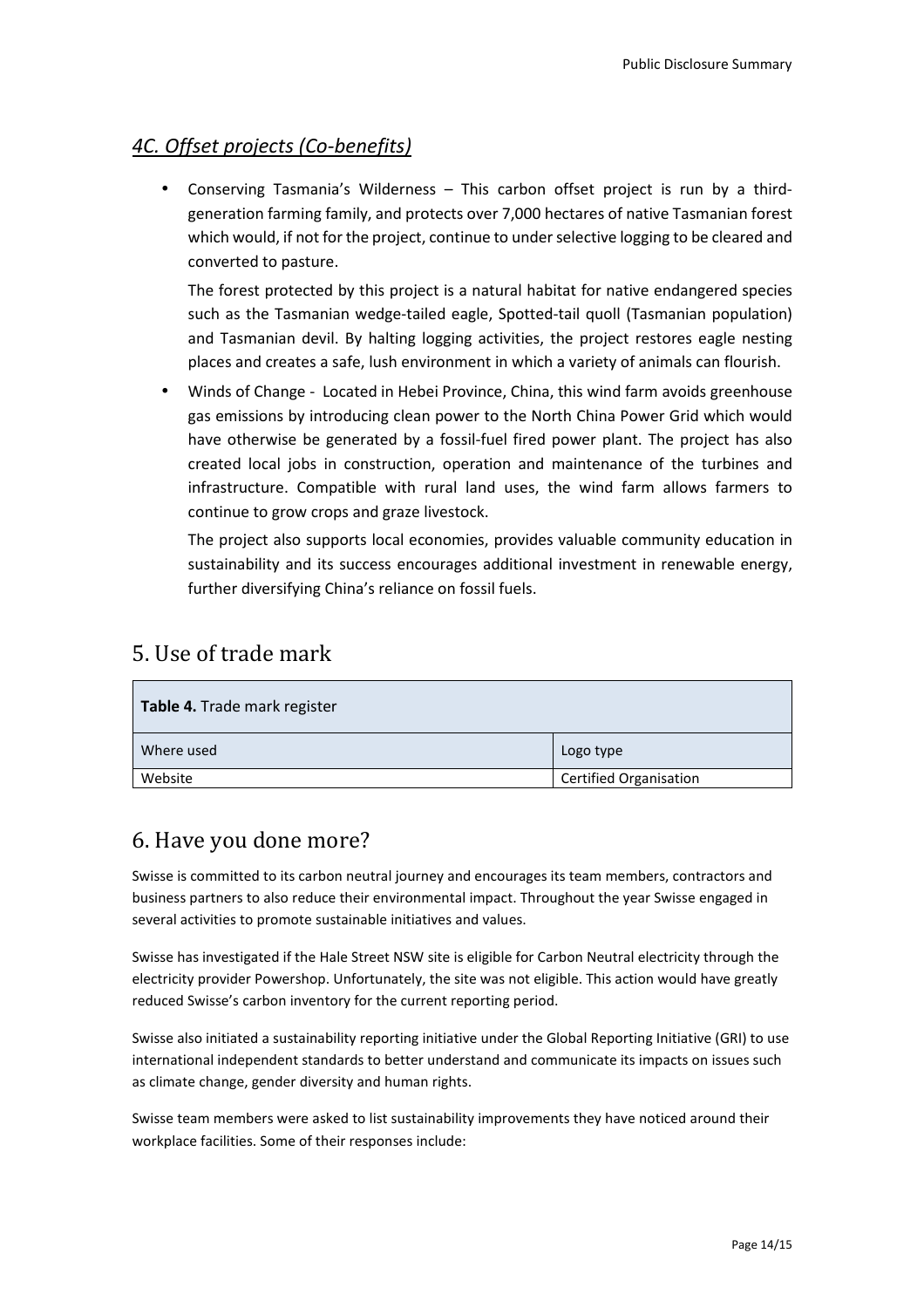### *4C. Offset projects (Co-benefits)*

- Conserving Tasmania's Wilderness – This carbon offset project is run by a third-generation farming family, and protects over 7,000 hectares of native Tasmanian forest which would, if not for the project, continue to under selective logging to be cleared and converted to pasture.

  The forest protected by this project is a natural habitat for native endangered species such as the Tasmanian wedge-tailed eagle, Spotted-tail quoll (Tasmanian population) and Tasmanian devil. By halting logging activities, the project restores eagle nesting places and creates a safe, lush environment in which a variety of animals can flourish.

- Winds of Change - Located in Hebei Province, China, this wind farm avoids greenhouse gas emissions by introducing clean power to the North China Power Grid which would have otherwise be generated by a fossil-fuel fired power plant. The project has also created local jobs in construction, operation and maintenance of the turbines and infrastructure. Compatible with rural land uses, the wind farm allows farmers to continue to grow crops and graze livestock.

  The project also supports local economies, provides valuable community education in sustainability and its success encourages additional investment in renewable energy, further diversifying China's reliance on fossil fuels.

## 5. Use of trade mark

**Table 4.** Trade mark register

| Where used | Logo type |
|---|---|
| Website | Certified Organisation |

## 6. Have you done more?

Swisse is committed to its carbon neutral journey and encourages its team members, contractors and business partners to also reduce their environmental impact. Throughout the year Swisse engaged in several activities to promote sustainable initiatives and values.

Swisse has investigated if the Hale Street NSW site is eligible for Carbon Neutral electricity through the electricity provider Powershop. Unfortunately, the site was not eligible. This action would have greatly reduced Swisse's carbon inventory for the current reporting period.

Swisse also initiated a sustainability reporting initiative under the Global Reporting Initiative (GRI) to use international independent standards to better understand and communicate its impacts on issues such as climate change, gender diversity and human rights.

Swisse team members were asked to list sustainability improvements they have noticed around their workplace facilities. Some of their responses include: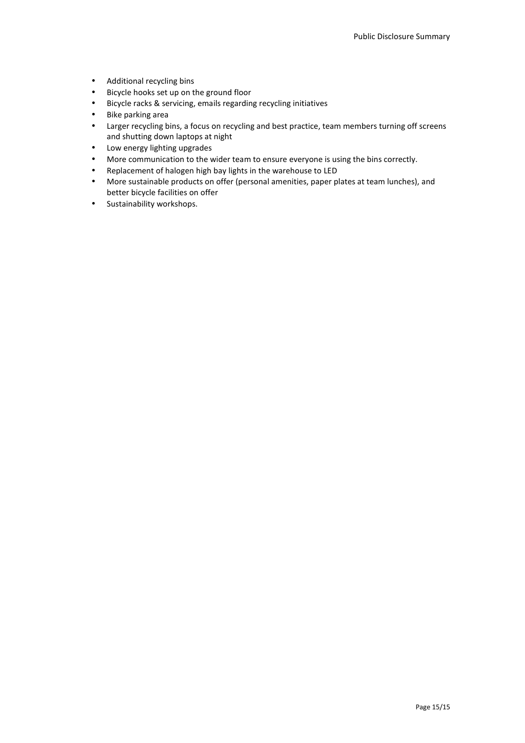- Additional recycling bins
- Bicycle hooks set up on the ground floor
- Bicycle racks & servicing, emails regarding recycling initiatives
- Bike parking area
- Larger recycling bins, a focus on recycling and best practice, team members turning off screens and shutting down laptops at night
- Low energy lighting upgrades
- More communication to the wider team to ensure everyone is using the bins correctly.
- Replacement of halogen high bay lights in the warehouse to LED
- More sustainable products on offer (personal amenities, paper plates at team lunches), and better bicycle facilities on offer
- Sustainability workshops.